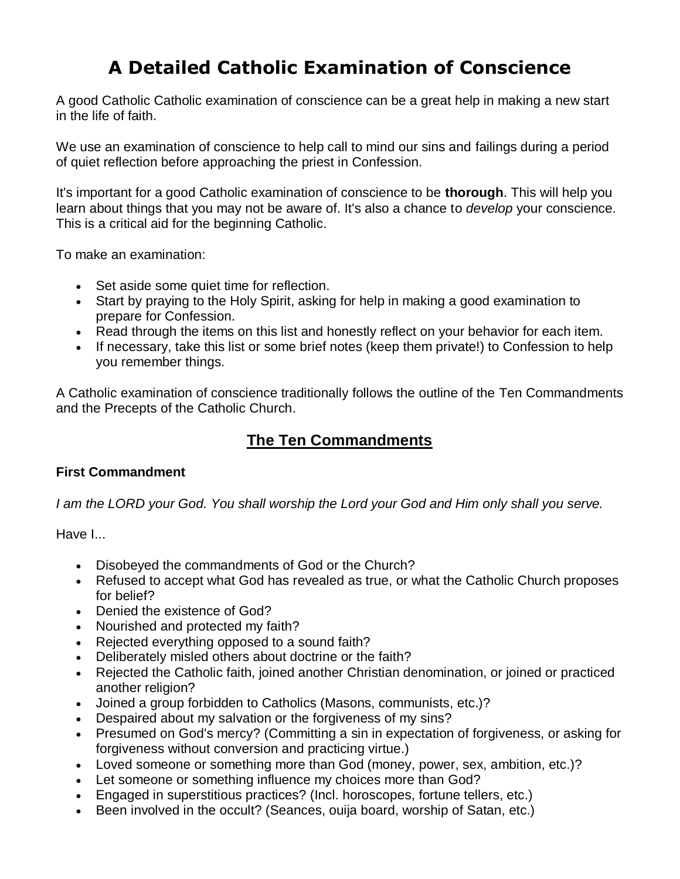# A Detailed Catholic Examination of Conscience

A good Catholic Catholic examination of conscience can be a great help in making a new start in the life of faith.

We use an examination of conscience to help call to mind our sins and failings during a period of quiet reflection before approaching the priest in Confession.

It's important for a good Catholic examination of conscience to be **thorough**. This will help you learn about things that you may not be aware of. It's also a chance to *develop* your conscience. This is a critical aid for the beginning Catholic.

To make an examination:

- Set aside some quiet time for reflection.
- Start by praying to the Holy Spirit, asking for help in making a good examination to prepare for Confession.
- Read through the items on this list and honestly reflect on your behavior for each item.
- If necessary, take this list or some brief notes (keep them private!) to Confession to help you remember things.

A Catholic examination of conscience traditionally follows the outline of the Ten Commandments and the Precepts of the Catholic Church.

## The Ten Commandments

### First Commandment

*I am the LORD your God. You shall worship the Lord your God and Him only shall you serve.*

Have I...

- Disobeyed the commandments of God or the Church?
- Refused to accept what God has revealed as true, or what the Catholic Church proposes for belief?
- Denied the existence of God?
- Nourished and protected my faith?
- Rejected everything opposed to a sound faith?
- Deliberately misled others about doctrine or the faith?
- Rejected the Catholic faith, joined another Christian denomination, or joined or practiced another religion?
- Joined a group forbidden to Catholics (Masons, communists, etc.)?
- Despaired about my salvation or the forgiveness of my sins?
- Presumed on God's mercy? (Committing a sin in expectation of forgiveness, or asking for forgiveness without conversion and practicing virtue.)
- Loved someone or something more than God (money, power, sex, ambition, etc.)?
- Let someone or something influence my choices more than God?
- Engaged in superstitious practices? (Incl. horoscopes, fortune tellers, etc.)
- Been involved in the occult? (Seances, ouija board, worship of Satan, etc.)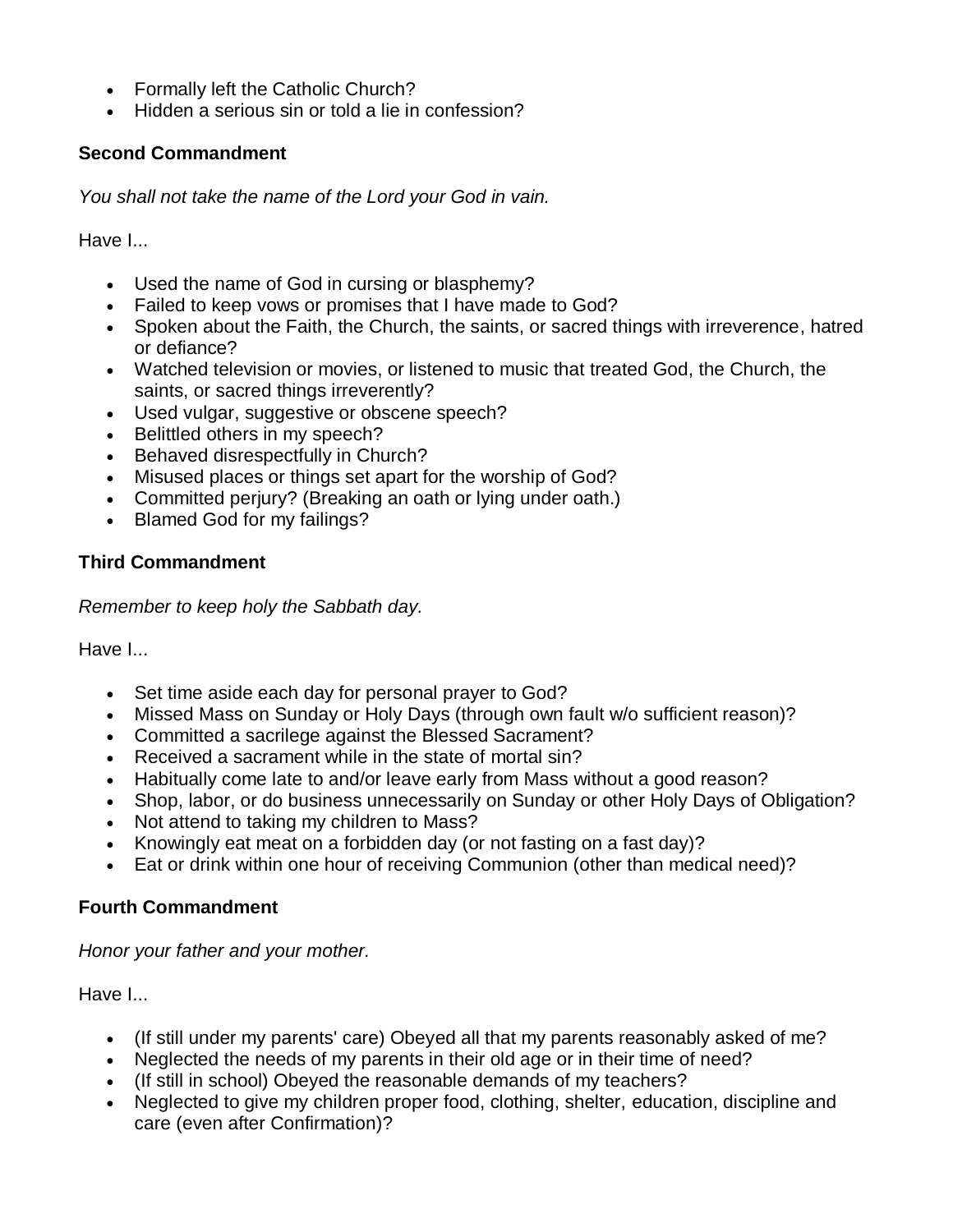- Formally left the Catholic Church?
- Hidden a serious sin or told a lie in confession?

### Second Commandment

*You shall not take the name of the Lord your God in vain.*

Have I...

- Used the name of God in cursing or blasphemy?
- Failed to keep vows or promises that I have made to God?
- Spoken about the Faith, the Church, the saints, or sacred things with irreverence, hatred or defiance?
- Watched television or movies, or listened to music that treated God, the Church, the saints, or sacred things irreverently?
- Used vulgar, suggestive or obscene speech?
- Belittled others in my speech?
- Behaved disrespectfully in Church?
- Misused places or things set apart for the worship of God?
- Committed perjury? (Breaking an oath or lying under oath.)
- Blamed God for my failings?

### Third Commandment

*Remember to keep holy the Sabbath day.*

Have I...

- Set time aside each day for personal prayer to God?
- Missed Mass on Sunday or Holy Days (through own fault w/o sufficient reason)?
- Committed a sacrilege against the Blessed Sacrament?
- Received a sacrament while in the state of mortal sin?
- Habitually come late to and/or leave early from Mass without a good reason?
- Shop, labor, or do business unnecessarily on Sunday or other Holy Days of Obligation?
- Not attend to taking my children to Mass?
- Knowingly eat meat on a forbidden day (or not fasting on a fast day)?
- Eat or drink within one hour of receiving Communion (other than medical need)?

### Fourth Commandment

*Honor your father and your mother.*

Have I...

- (If still under my parents' care) Obeyed all that my parents reasonably asked of me?
- Neglected the needs of my parents in their old age or in their time of need?
- (If still in school) Obeyed the reasonable demands of my teachers?
- Neglected to give my children proper food, clothing, shelter, education, discipline and care (even after Confirmation)?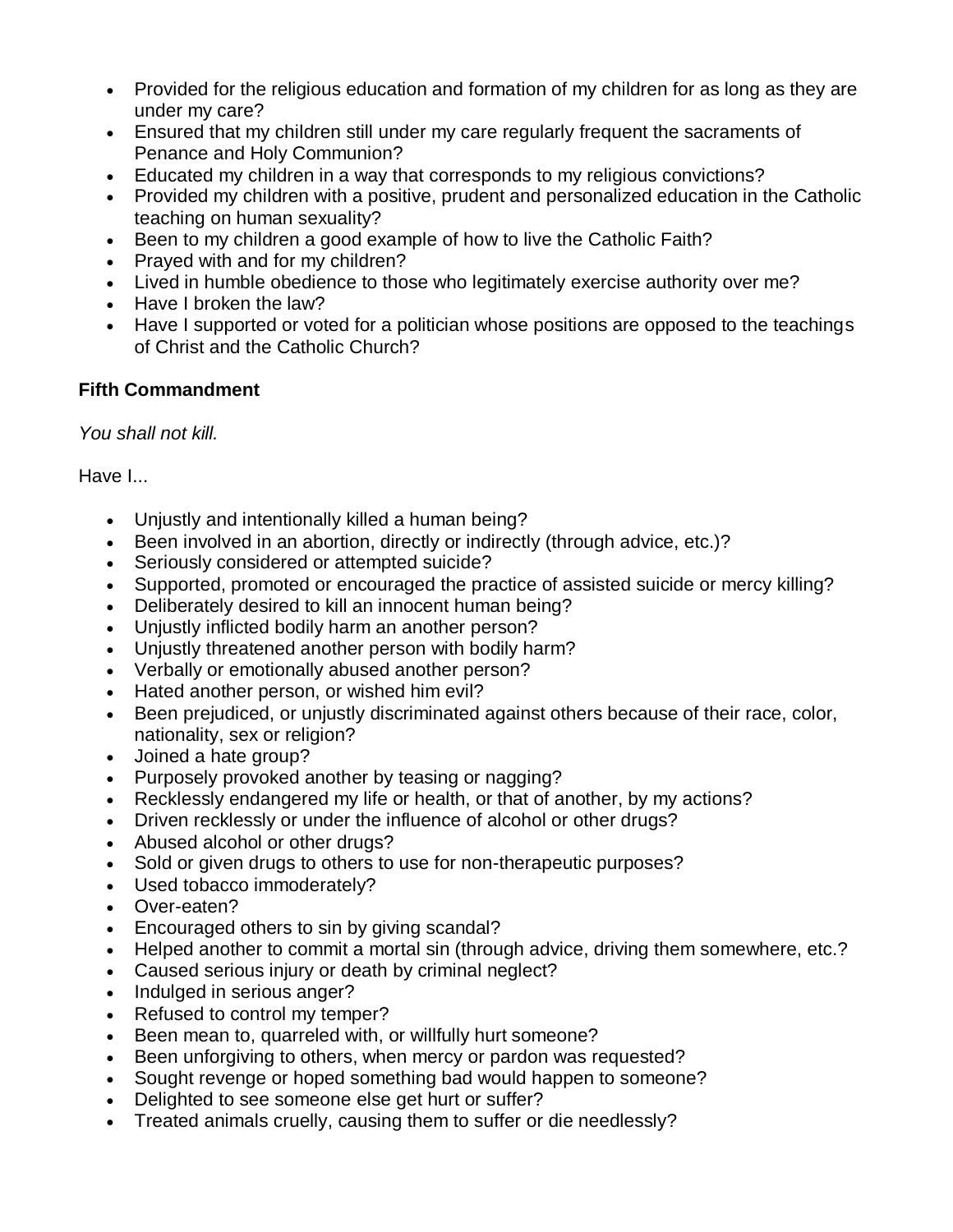- Provided for the religious education and formation of my children for as long as they are under my care?
- Ensured that my children still under my care regularly frequent the sacraments of Penance and Holy Communion?
- Educated my children in a way that corresponds to my religious convictions?
- Provided my children with a positive, prudent and personalized education in the Catholic teaching on human sexuality?
- Been to my children a good example of how to live the Catholic Faith?
- Prayed with and for my children?
- Lived in humble obedience to those who legitimately exercise authority over me?
- Have I broken the law?
- Have I supported or voted for a politician whose positions are opposed to the teachings of Christ and the Catholic Church?

**Fifth Commandment**

*You shall not kill.*

Have I...

- Unjustly and intentionally killed a human being?
- Been involved in an abortion, directly or indirectly (through advice, etc.)?
- Seriously considered or attempted suicide?
- Supported, promoted or encouraged the practice of assisted suicide or mercy killing?
- Deliberately desired to kill an innocent human being?
- Unjustly inflicted bodily harm an another person?
- Unjustly threatened another person with bodily harm?
- Verbally or emotionally abused another person?
- Hated another person, or wished him evil?
- Been prejudiced, or unjustly discriminated against others because of their race, color, nationality, sex or religion?
- Joined a hate group?
- Purposely provoked another by teasing or nagging?
- Recklessly endangered my life or health, or that of another, by my actions?
- Driven recklessly or under the influence of alcohol or other drugs?
- Abused alcohol or other drugs?
- Sold or given drugs to others to use for non-therapeutic purposes?
- Used tobacco immoderately?
- Over-eaten?
- Encouraged others to sin by giving scandal?
- Helped another to commit a mortal sin (through advice, driving them somewhere, etc.?
- Caused serious injury or death by criminal neglect?
- Indulged in serious anger?
- Refused to control my temper?
- Been mean to, quarreled with, or willfully hurt someone?
- Been unforgiving to others, when mercy or pardon was requested?
- Sought revenge or hoped something bad would happen to someone?
- Delighted to see someone else get hurt or suffer?
- Treated animals cruelly, causing them to suffer or die needlessly?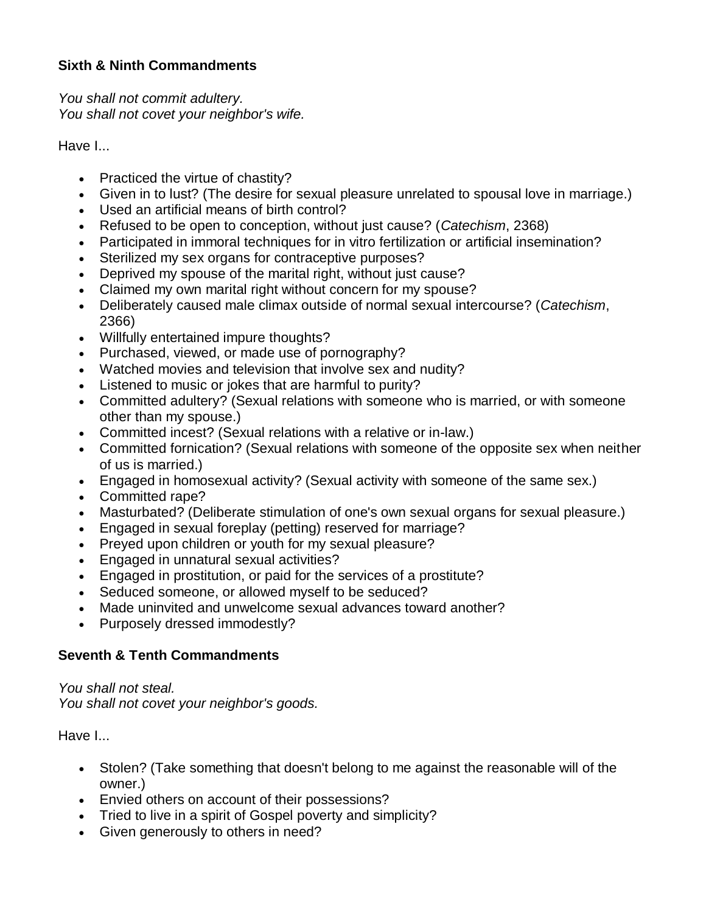### Sixth & Ninth Commandments

*You shall not commit adultery.*
*You shall not covet your neighbor's wife.*

Have I...

- Practiced the virtue of chastity?
- Given in to lust? (The desire for sexual pleasure unrelated to spousal love in marriage.)
- Used an artificial means of birth control?
- Refused to be open to conception, without just cause? (*Catechism*, 2368)
- Participated in immoral techniques for in vitro fertilization or artificial insemination?
- Sterilized my sex organs for contraceptive purposes?
- Deprived my spouse of the marital right, without just cause?
- Claimed my own marital right without concern for my spouse?
- Deliberately caused male climax outside of normal sexual intercourse? (*Catechism*, 2366)
- Willfully entertained impure thoughts?
- Purchased, viewed, or made use of pornography?
- Watched movies and television that involve sex and nudity?
- Listened to music or jokes that are harmful to purity?
- Committed adultery? (Sexual relations with someone who is married, or with someone other than my spouse.)
- Committed incest? (Sexual relations with a relative or in-law.)
- Committed fornication? (Sexual relations with someone of the opposite sex when neither of us is married.)
- Engaged in homosexual activity? (Sexual activity with someone of the same sex.)
- Committed rape?
- Masturbated? (Deliberate stimulation of one's own sexual organs for sexual pleasure.)
- Engaged in sexual foreplay (petting) reserved for marriage?
- Preyed upon children or youth for my sexual pleasure?
- Engaged in unnatural sexual activities?
- Engaged in prostitution, or paid for the services of a prostitute?
- Seduced someone, or allowed myself to be seduced?
- Made uninvited and unwelcome sexual advances toward another?
- Purposely dressed immodestly?

### Seventh & Tenth Commandments

*You shall not steal.*
*You shall not covet your neighbor's goods.*

Have I...

- Stolen? (Take something that doesn't belong to me against the reasonable will of the owner.)
- Envied others on account of their possessions?
- Tried to live in a spirit of Gospel poverty and simplicity?
- Given generously to others in need?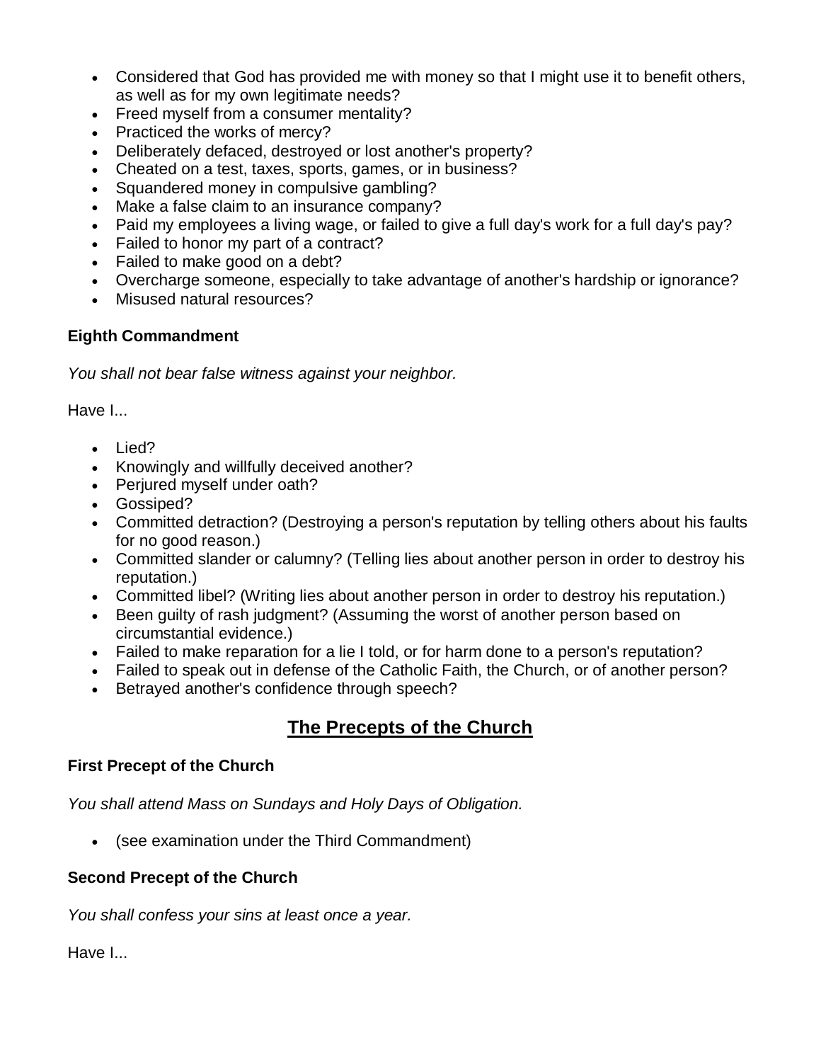- Considered that God has provided me with money so that I might use it to benefit others, as well as for my own legitimate needs?
- Freed myself from a consumer mentality?
- Practiced the works of mercy?
- Deliberately defaced, destroyed or lost another's property?
- Cheated on a test, taxes, sports, games, or in business?
- Squandered money in compulsive gambling?
- Make a false claim to an insurance company?
- Paid my employees a living wage, or failed to give a full day's work for a full day's pay?
- Failed to honor my part of a contract?
- Failed to make good on a debt?
- Overcharge someone, especially to take advantage of another's hardship or ignorance?
- Misused natural resources?

### Eighth Commandment

*You shall not bear false witness against your neighbor.*

Have I...

- Lied?
- Knowingly and willfully deceived another?
- Perjured myself under oath?
- Gossiped?
- Committed detraction? (Destroying a person's reputation by telling others about his faults for no good reason.)
- Committed slander or calumny? (Telling lies about another person in order to destroy his reputation.)
- Committed libel? (Writing lies about another person in order to destroy his reputation.)
- Been guilty of rash judgment? (Assuming the worst of another person based on circumstantial evidence.)
- Failed to make reparation for a lie I told, or for harm done to a person's reputation?
- Failed to speak out in defense of the Catholic Faith, the Church, or of another person?
- Betrayed another's confidence through speech?

## The Precepts of the Church

### First Precept of the Church

*You shall attend Mass on Sundays and Holy Days of Obligation.*

- (see examination under the Third Commandment)

### Second Precept of the Church

*You shall confess your sins at least once a year.*

Have I...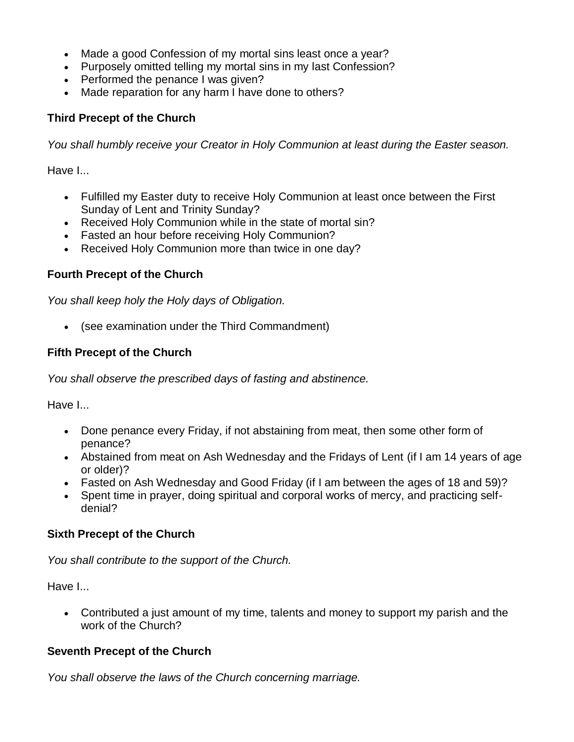- Made a good Confession of my mortal sins least once a year?
- Purposely omitted telling my mortal sins in my last Confession?
- Performed the penance I was given?
- Made reparation for any harm I have done to others?

### Third Precept of the Church

*You shall humbly receive your Creator in Holy Communion at least during the Easter season.*

Have I...

- Fulfilled my Easter duty to receive Holy Communion at least once between the First Sunday of Lent and Trinity Sunday?
- Received Holy Communion while in the state of mortal sin?
- Fasted an hour before receiving Holy Communion?
- Received Holy Communion more than twice in one day?

### Fourth Precept of the Church

*You shall keep holy the Holy days of Obligation.*

- (see examination under the Third Commandment)

### Fifth Precept of the Church

*You shall observe the prescribed days of fasting and abstinence.*

Have I...

- Done penance every Friday, if not abstaining from meat, then some other form of penance?
- Abstained from meat on Ash Wednesday and the Fridays of Lent (if I am 14 years of age or older)?
- Fasted on Ash Wednesday and Good Friday (if I am between the ages of 18 and 59)?
- Spent time in prayer, doing spiritual and corporal works of mercy, and practicing self-denial?

### Sixth Precept of the Church

*You shall contribute to the support of the Church.*

Have I...

- Contributed a just amount of my time, talents and money to support my parish and the work of the Church?

### Seventh Precept of the Church

*You shall observe the laws of the Church concerning marriage.*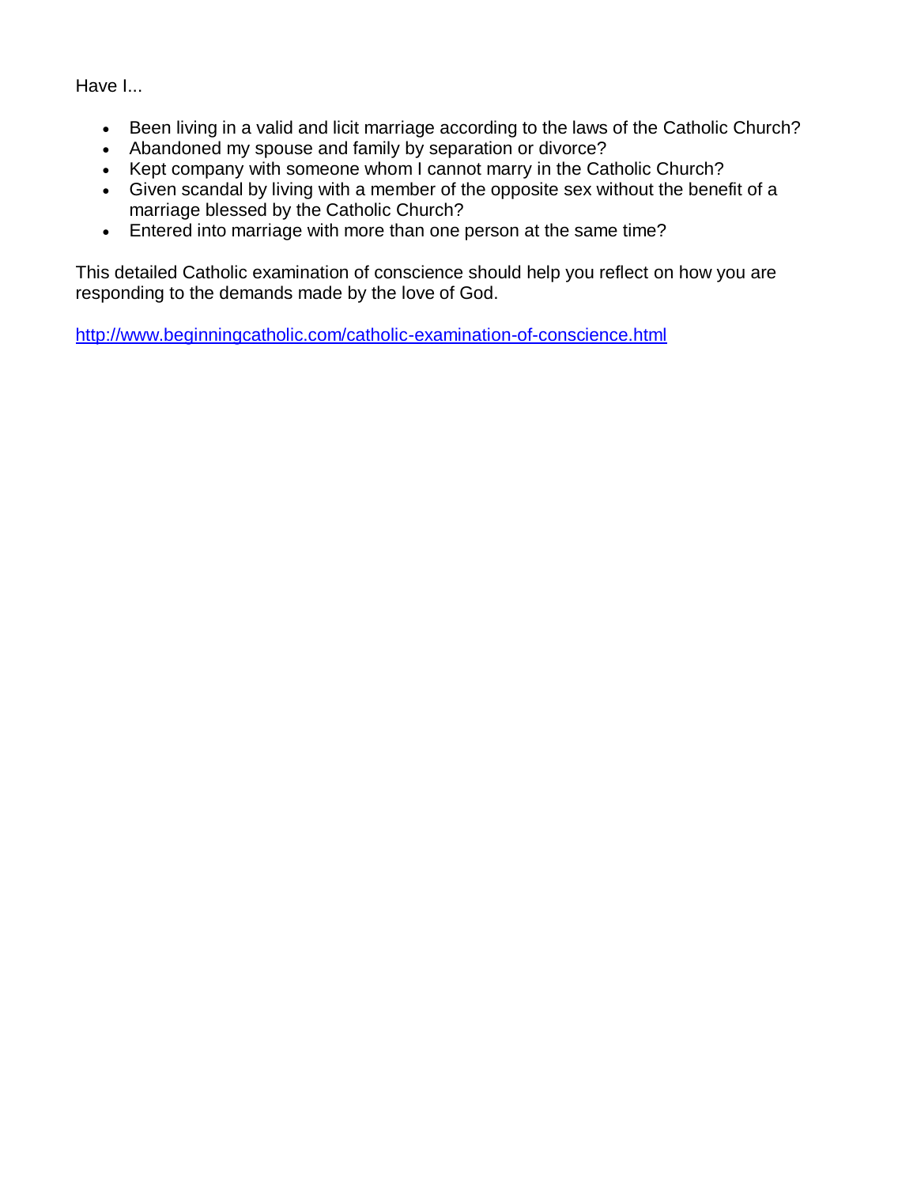Have I...

- Been living in a valid and licit marriage according to the laws of the Catholic Church?
- Abandoned my spouse and family by separation or divorce?
- Kept company with someone whom I cannot marry in the Catholic Church?
- Given scandal by living with a member of the opposite sex without the benefit of a marriage blessed by the Catholic Church?
- Entered into marriage with more than one person at the same time?

This detailed Catholic examination of conscience should help you reflect on how you are responding to the demands made by the love of God.

[http://www.beginningcatholic.com/catholic-examination-of-conscience.html](http://www.beginningcatholic.com/catholic-examination-of-conscience.html)